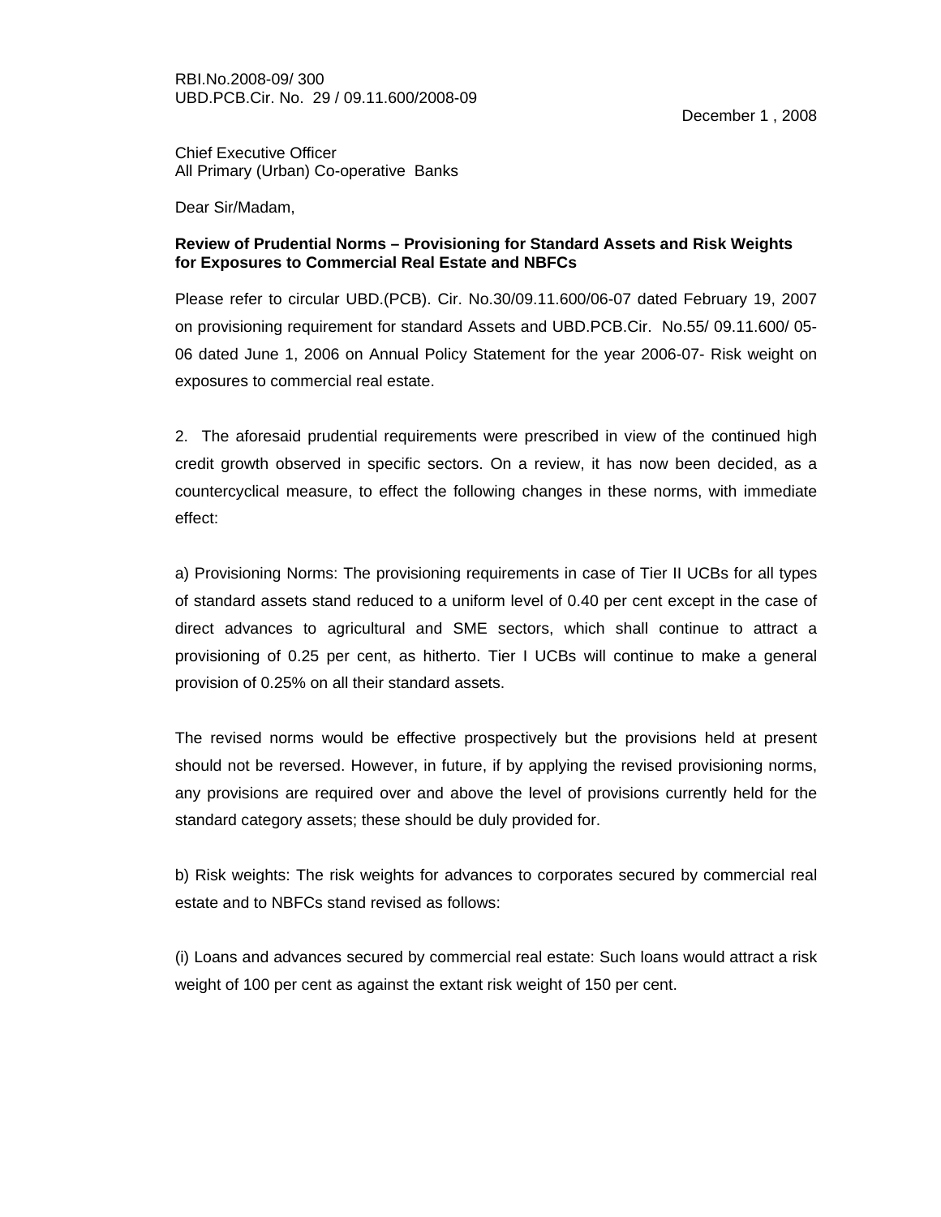RBI.No.2008-09/ 300
UBD.PCB.Cir. No. 29 / 09.11.600/2008-09

December 1 , 2008

Chief Executive Officer
All Primary (Urban) Co-operative Banks

Dear Sir/Madam,

**Review of Prudential Norms – Provisioning for Standard Assets and Risk Weights for Exposures to Commercial Real Estate and NBFCs**

Please refer to circular UBD.(PCB). Cir. No.30/09.11.600/06-07 dated February 19, 2007 on provisioning requirement for standard Assets and UBD.PCB.Cir. No.55/ 09.11.600/ 05-06 dated June 1, 2006 on Annual Policy Statement for the year 2006-07- Risk weight on exposures to commercial real estate.

2. The aforesaid prudential requirements were prescribed in view of the continued high credit growth observed in specific sectors. On a review, it has now been decided, as a countercyclical measure, to effect the following changes in these norms, with immediate effect:

a) Provisioning Norms: The provisioning requirements in case of Tier II UCBs for all types of standard assets stand reduced to a uniform level of 0.40 per cent except in the case of direct advances to agricultural and SME sectors, which shall continue to attract a provisioning of 0.25 per cent, as hitherto. Tier I UCBs will continue to make a general provision of 0.25% on all their standard assets.

The revised norms would be effective prospectively but the provisions held at present should not be reversed. However, in future, if by applying the revised provisioning norms, any provisions are required over and above the level of provisions currently held for the standard category assets; these should be duly provided for.

b) Risk weights: The risk weights for advances to corporates secured by commercial real estate and to NBFCs stand revised as follows:

(i) Loans and advances secured by commercial real estate: Such loans would attract a risk weight of 100 per cent as against the extant risk weight of 150 per cent.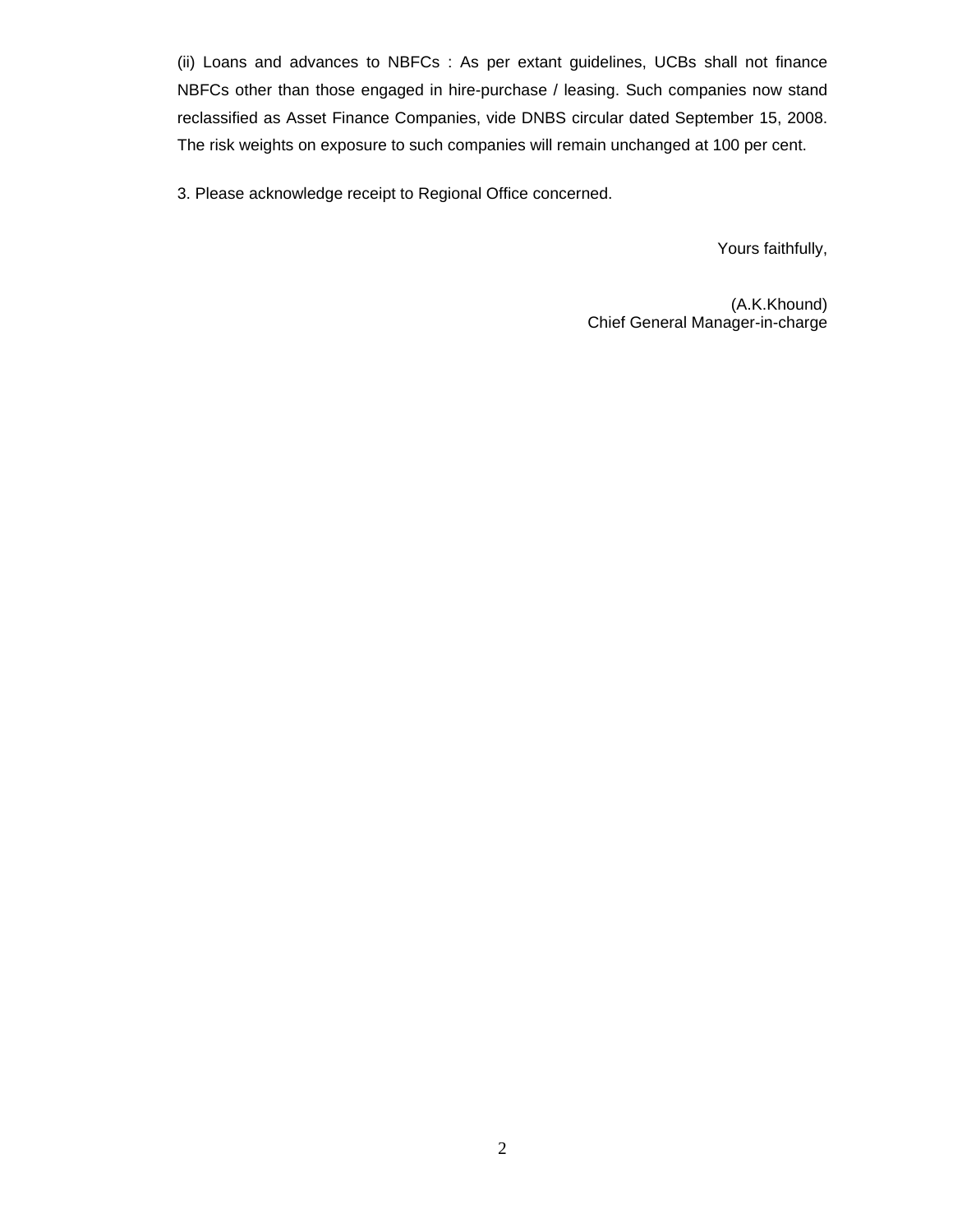(ii) Loans and advances to NBFCs : As per extant guidelines, UCBs shall not finance NBFCs other than those engaged in hire-purchase / leasing. Such companies now stand reclassified as Asset Finance Companies, vide DNBS circular dated September 15, 2008. The risk weights on exposure to such companies will remain unchanged at 100 per cent.

3. Please acknowledge receipt to Regional Office concerned.

Yours faithfully,

(A.K.Khound)
Chief General Manager-in-charge